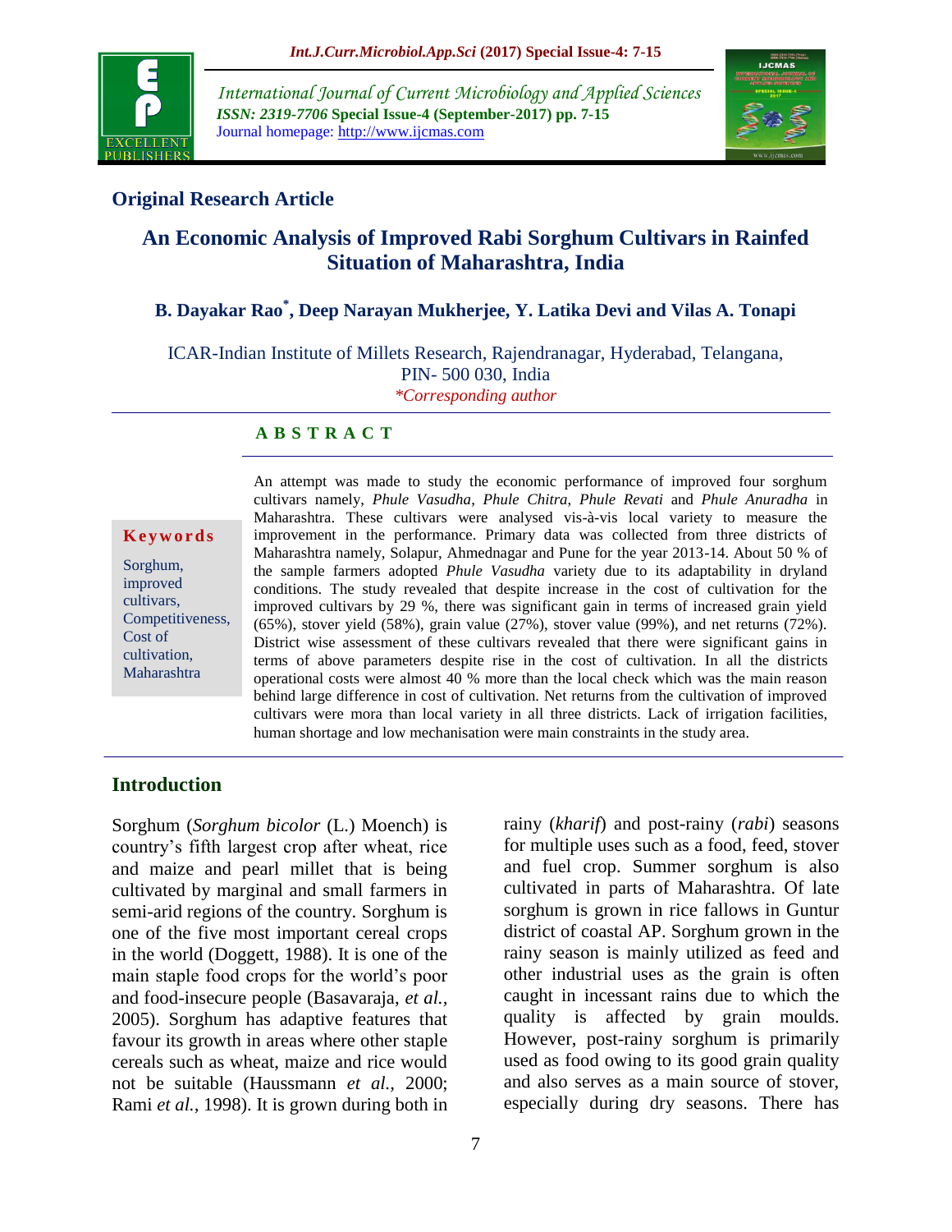**Original Research Article**

# An Economic Analysis of Improved Rabi Sorghum Cultivars in Rainfed Situation of Maharashtra, India

**B. Dayakar Rao*, Deep Narayan Mukherjee, Y. Latika Devi and Vilas A. Tonapi**

ICAR-Indian Institute of Millets Research, Rajendranagar, Hyderabad, Telangana, PIN- 500 030, India

*Corresponding author

## ABSTRACT

**Keywords**

Sorghum, improved cultivars, Competitiveness, Cost of cultivation, Maharashtra

An attempt was made to study the economic performance of improved four sorghum cultivars namely, *Phule Vasudha*, *Phule Chitra, Phule Revati* and *Phule Anuradha* in Maharashtra. These cultivars were analysed vis-à-vis local variety to measure the improvement in the performance. Primary data was collected from three districts of Maharashtra namely, Solapur, Ahmednagar and Pune for the year 2013-14. About 50 % of the sample farmers adopted *Phule Vasudha* variety due to its adaptability in dryland conditions. The study revealed that despite increase in the cost of cultivation for the improved cultivars by 29 %, there was significant gain in terms of increased grain yield (65%), stover yield (58%), grain value (27%), stover value (99%), and net returns (72%). District wise assessment of these cultivars revealed that there were significant gains in terms of above parameters despite rise in the cost of cultivation. In all the districts operational costs were almost 40 % more than the local check which was the main reason behind large difference in cost of cultivation. Net returns from the cultivation of improved cultivars were mora than local variety in all three districts. Lack of irrigation facilities, human shortage and low mechanisation were main constraints in the study area.

## Introduction

Sorghum (*Sorghum bicolor* (L.) Moench) is country's fifth largest crop after wheat, rice and maize and pearl millet that is being cultivated by marginal and small farmers in semi-arid regions of the country. Sorghum is one of the five most important cereal crops in the world (Doggett, 1988). It is one of the main staple food crops for the world's poor and food-insecure people (Basavaraja, *et al.,* 2005). Sorghum has adaptive features that favour its growth in areas where other staple cereals such as wheat, maize and rice would not be suitable (Haussmann *et al.,* 2000; Rami *et al.,* 1998). It is grown during both in rainy (*kharif*) and post-rainy (*rabi*) seasons for multiple uses such as a food, feed, stover and fuel crop. Summer sorghum is also cultivated in parts of Maharashtra. Of late sorghum is grown in rice fallows in Guntur district of coastal AP. Sorghum grown in the rainy season is mainly utilized as feed and other industrial uses as the grain is often caught in incessant rains due to which the quality is affected by grain moulds. However, post-rainy sorghum is primarily used as food owing to its good grain quality and also serves as a main source of stover, especially during dry seasons. There has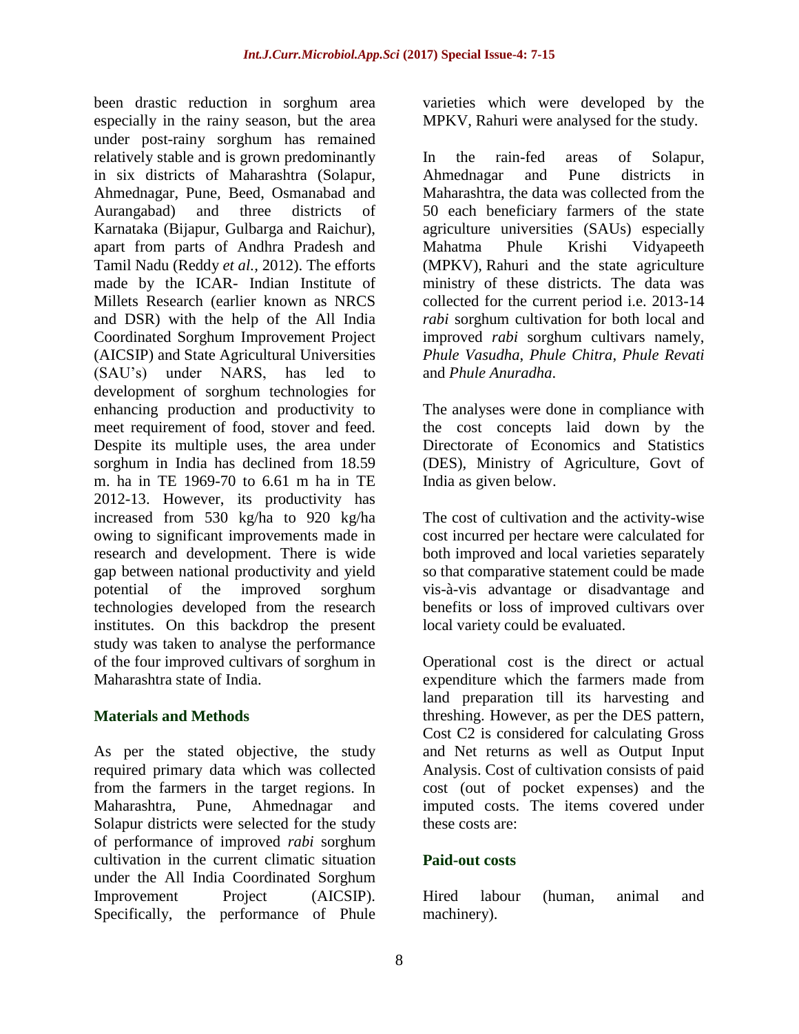been drastic reduction in sorghum area especially in the rainy season, but the area under post-rainy sorghum has remained relatively stable and is grown predominantly in six districts of Maharashtra (Solapur, Ahmednagar, Pune, Beed, Osmanabad and Aurangabad) and three districts of Karnataka (Bijapur, Gulbarga and Raichur), apart from parts of Andhra Pradesh and Tamil Nadu (Reddy *et al.,* 2012). The efforts made by the ICAR- Indian Institute of Millets Research (earlier known as NRCS and DSR) with the help of the All India Coordinated Sorghum Improvement Project (AICSIP) and State Agricultural Universities (SAU's) under NARS, has led to development of sorghum technologies for enhancing production and productivity to meet requirement of food, stover and feed. Despite its multiple uses, the area under sorghum in India has declined from 18.59 m. ha in TE 1969-70 to 6.61 m ha in TE 2012-13. However, its productivity has increased from 530 kg/ha to 920 kg/ha owing to significant improvements made in research and development. There is wide gap between national productivity and yield potential of the improved sorghum technologies developed from the research institutes. On this backdrop the present study was taken to analyse the performance of the four improved cultivars of sorghum in Maharashtra state of India.

## Materials and Methods

As per the stated objective, the study required primary data which was collected from the farmers in the target regions. In Maharashtra, Pune, Ahmednagar and Solapur districts were selected for the study of performance of improved *rabi* sorghum cultivation in the current climatic situation under the All India Coordinated Sorghum Improvement Project (AICSIP). Specifically, the performance of Phule varieties which were developed by the MPKV, Rahuri were analysed for the study.

In the rain-fed areas of Solapur, Ahmednagar and Pune districts in Maharashtra, the data was collected from the 50 each beneficiary farmers of the state agriculture universities (SAUs) especially Mahatma Phule Krishi Vidyapeeth (MPKV), Rahuri and the state agriculture ministry of these districts. The data was collected for the current period i.e. 2013-14 *rabi* sorghum cultivation for both local and improved *rabi* sorghum cultivars namely, *Phule Vasudha*, *Phule Chitra*, *Phule Revati* and *Phule Anuradha*.

The analyses were done in compliance with the cost concepts laid down by the Directorate of Economics and Statistics (DES), Ministry of Agriculture, Govt of India as given below.

The cost of cultivation and the activity-wise cost incurred per hectare were calculated for both improved and local varieties separately so that comparative statement could be made vis-à-vis advantage or disadvantage and benefits or loss of improved cultivars over local variety could be evaluated.

Operational cost is the direct or actual expenditure which the farmers made from land preparation till its harvesting and threshing. However, as per the DES pattern, Cost C2 is considered for calculating Gross and Net returns as well as Output Input Analysis. Cost of cultivation consists of paid cost (out of pocket expenses) and the imputed costs. The items covered under these costs are:

### Paid-out costs

Hired labour (human, animal and machinery).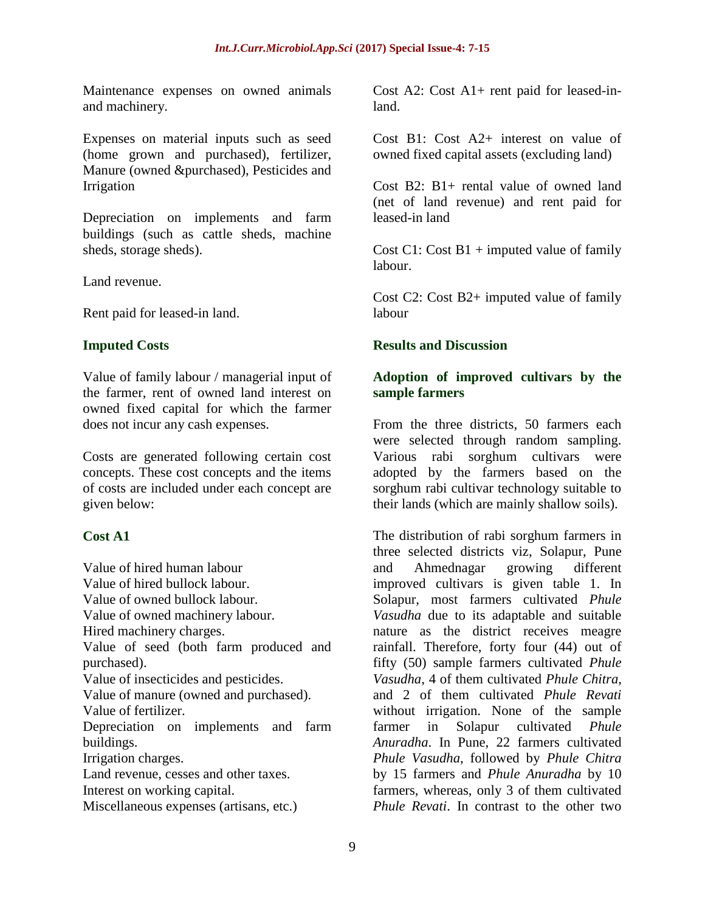Maintenance expenses on owned animals and machinery.

Expenses on material inputs such as seed (home grown and purchased), fertilizer, Manure (owned &purchased), Pesticides and Irrigation

Depreciation on implements and farm buildings (such as cattle sheds, machine sheds, storage sheds).

Land revenue.

Rent paid for leased-in land.

### Imputed Costs

Value of family labour / managerial input of the farmer, rent of owned land interest on owned fixed capital for which the farmer does not incur any cash expenses.

Costs are generated following certain cost concepts. These cost concepts and the items of costs are included under each concept are given below:

### Cost A1

Value of hired human labour
Value of hired bullock labour.
Value of owned bullock labour.
Value of owned machinery labour.
Hired machinery charges.
Value of seed (both farm produced and purchased).
Value of insecticides and pesticides.
Value of manure (owned and purchased).
Value of fertilizer.
Depreciation on implements and farm buildings.
Irrigation charges.
Land revenue, cesses and other taxes.
Interest on working capital.
Miscellaneous expenses (artisans, etc.)

Cost A2: Cost A1+ rent paid for leased-in-land.

Cost B1: Cost A2+ interest on value of owned fixed capital assets (excluding land)

Cost B2: B1+ rental value of owned land (net of land revenue) and rent paid for leased-in land

Cost C1: Cost B1 + imputed value of family labour.

Cost C2: Cost B2+ imputed value of family labour

## Results and Discussion

### Adoption of improved cultivars by the sample farmers

From the three districts, 50 farmers each were selected through random sampling. Various rabi sorghum cultivars were adopted by the farmers based on the sorghum rabi cultivar technology suitable to their lands (which are mainly shallow soils).

The distribution of rabi sorghum farmers in three selected districts viz, Solapur, Pune and Ahmednagar growing different improved cultivars is given table 1. In Solapur, most farmers cultivated *Phule Vasudha* due to its adaptable and suitable nature as the district receives meagre rainfall. Therefore, forty four (44) out of fifty (50) sample farmers cultivated *Phule Vasudha*, 4 of them cultivated *Phule Chitra*, and 2 of them cultivated *Phule Revati* without irrigation. None of the sample farmer in Solapur cultivated *Phule Anuradha*. In Pune, 22 farmers cultivated *Phule Vasudha*, followed by *Phule Chitra* by 15 farmers and *Phule Anuradha* by 10 farmers, whereas, only 3 of them cultivated *Phule Revati*. In contrast to the other two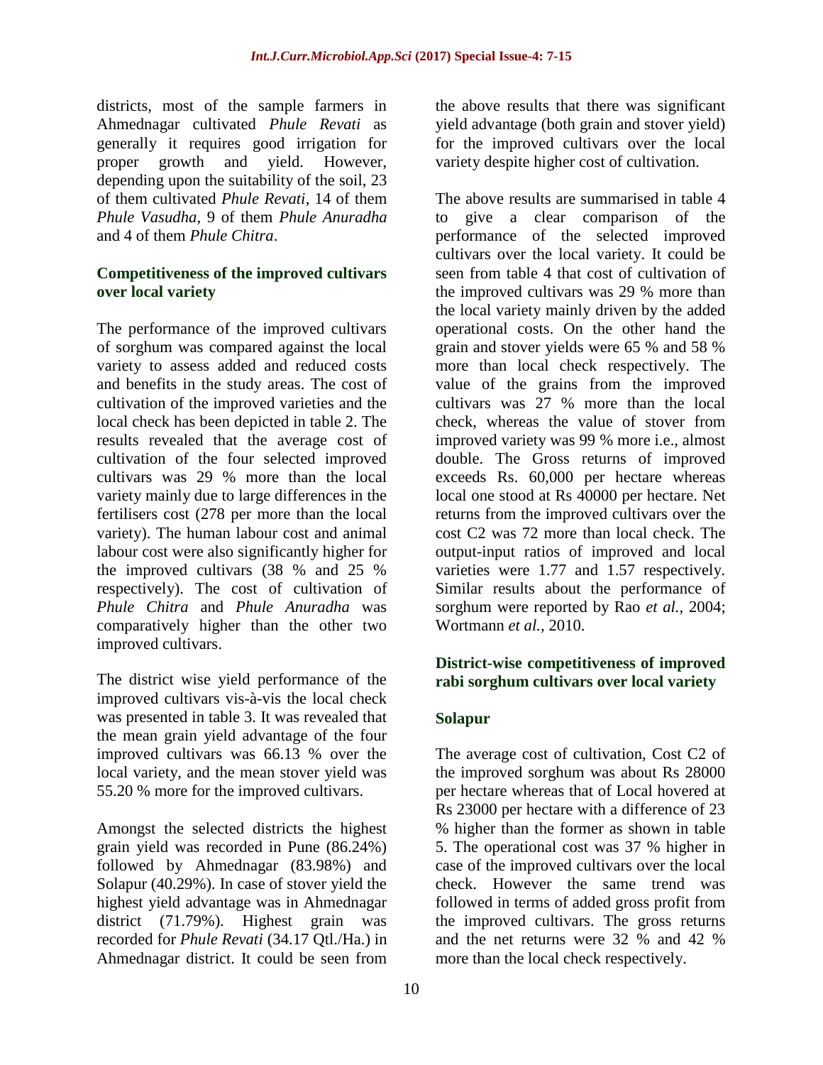districts, most of the sample farmers in Ahmednagar cultivated *Phule Revati* as generally it requires good irrigation for proper growth and yield. However, depending upon the suitability of the soil, 23 of them cultivated *Phule Revati*, 14 of them *Phule Vasudha*, 9 of them *Phule Anuradha* and 4 of them *Phule Chitra*.

### Competitiveness of the improved cultivars over local variety

The performance of the improved cultivars of sorghum was compared against the local variety to assess added and reduced costs and benefits in the study areas. The cost of cultivation of the improved varieties and the local check has been depicted in table 2. The results revealed that the average cost of cultivation of the four selected improved cultivars was 29 % more than the local variety mainly due to large differences in the fertilisers cost (278 per more than the local variety). The human labour cost and animal labour cost were also significantly higher for the improved cultivars (38 % and 25 % respectively). The cost of cultivation of *Phule Chitra* and *Phule Anuradha* was comparatively higher than the other two improved cultivars.

The district wise yield performance of the improved cultivars vis-à-vis the local check was presented in table 3. It was revealed that the mean grain yield advantage of the four improved cultivars was 66.13 % over the local variety, and the mean stover yield was 55.20 % more for the improved cultivars.

Amongst the selected districts the highest grain yield was recorded in Pune (86.24%) followed by Ahmednagar (83.98%) and Solapur (40.29%). In case of stover yield the highest yield advantage was in Ahmednagar district (71.79%). Highest grain was recorded for *Phule Revati* (34.17 Qtl./Ha.) in Ahmednagar district. It could be seen from the above results that there was significant yield advantage (both grain and stover yield) for the improved cultivars over the local variety despite higher cost of cultivation.

The above results are summarised in table 4 to give a clear comparison of the performance of the selected improved cultivars over the local variety. It could be seen from table 4 that cost of cultivation of the improved cultivars was 29 % more than the local variety mainly driven by the added operational costs. On the other hand the grain and stover yields were 65 % and 58 % more than local check respectively. The value of the grains from the improved cultivars was 27 % more than the local check, whereas the value of stover from improved variety was 99 % more i.e., almost double. The Gross returns of improved exceeds Rs. 60,000 per hectare whereas local one stood at Rs 40000 per hectare. Net returns from the improved cultivars over the cost C2 was 72 more than local check. The output-input ratios of improved and local varieties were 1.77 and 1.57 respectively. Similar results about the performance of sorghum were reported by Rao *et al.,* 2004; Wortmann *et al.,* 2010.

### District-wise competitiveness of improved rabi sorghum cultivars over local variety

#### Solapur

The average cost of cultivation, Cost C2 of the improved sorghum was about Rs 28000 per hectare whereas that of Local hovered at Rs 23000 per hectare with a difference of 23 % higher than the former as shown in table 5. The operational cost was 37 % higher in case of the improved cultivars over the local check. However the same trend was followed in terms of added gross profit from the improved cultivars. The gross returns and the net returns were 32 % and 42 % more than the local check respectively.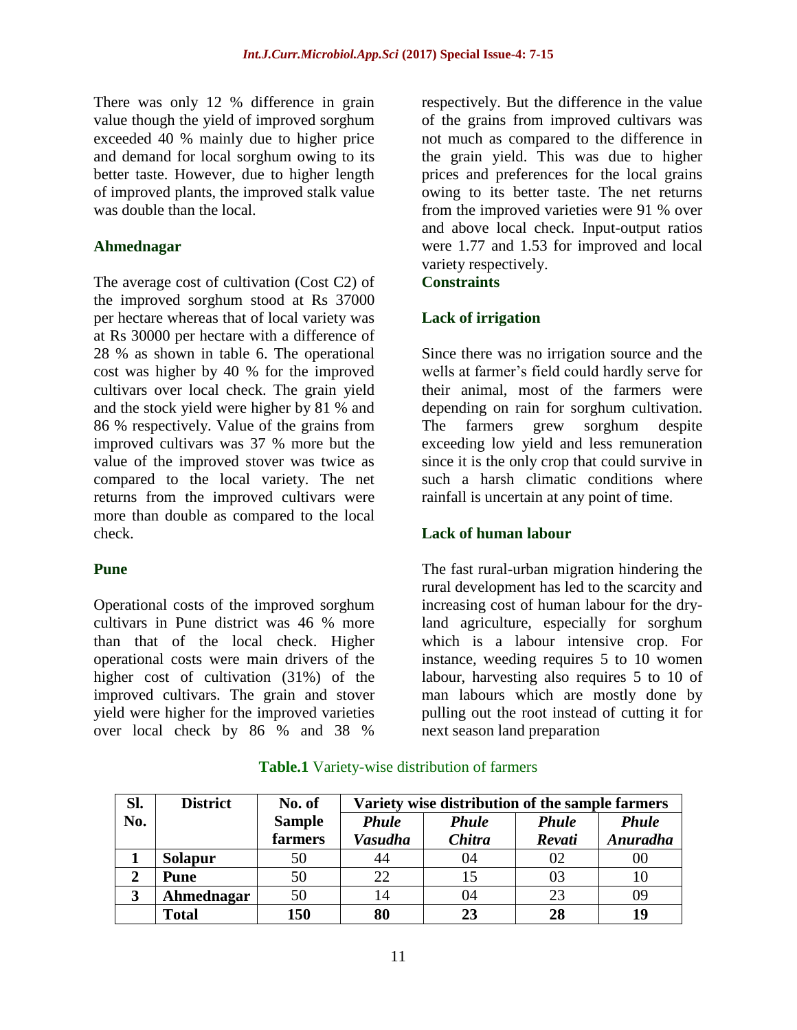There was only 12 % difference in grain value though the yield of improved sorghum exceeded 40 % mainly due to higher price and demand for local sorghum owing to its better taste. However, due to higher length of improved plants, the improved stalk value was double than the local.

### Ahmednagar

The average cost of cultivation (Cost C2) of the improved sorghum stood at Rs 37000 per hectare whereas that of local variety was at Rs 30000 per hectare with a difference of 28 % as shown in table 6. The operational cost was higher by 40 % for the improved cultivars over local check. The grain yield and the stock yield were higher by 81 % and 86 % respectively. Value of the grains from improved cultivars was 37 % more but the value of the improved stover was twice as compared to the local variety. The net returns from the improved cultivars were more than double as compared to the local check.

### Pune

Operational costs of the improved sorghum cultivars in Pune district was 46 % more than that of the local check. Higher operational costs were main drivers of the higher cost of cultivation (31%) of the improved cultivars. The grain and stover yield were higher for the improved varieties over local check by 86 % and 38 % respectively. But the difference in the value of the grains from improved cultivars was not much as compared to the difference in the grain yield. This was due to higher prices and preferences for the local grains owing to its better taste. The net returns from the improved varieties were 91 % over and above local check. Input-output ratios were 1.77 and 1.53 for improved and local variety respectively.

## Constraints

### Lack of irrigation

Since there was no irrigation source and the wells at farmer's field could hardly serve for their animal, most of the farmers were depending on rain for sorghum cultivation. The farmers grew sorghum despite exceeding low yield and less remuneration since it is the only crop that could survive in such a harsh climatic conditions where rainfall is uncertain at any point of time.

### Lack of human labour

The fast rural-urban migration hindering the rural development has led to the scarcity and increasing cost of human labour for the dry-land agriculture, especially for sorghum which is a labour intensive crop. For instance, weeding requires 5 to 10 women labour, harvesting also requires 5 to 10 of man labours which are mostly done by pulling out the root instead of cutting it for next season land preparation

**Table.1** Variety-wise distribution of farmers

| Sl. No. | District | No. of Sample farmers | Variety wise distribution of the sample farmers | | | |
|---|---|---|---|---|---|---|
| | | | *Phule Vasudha* | *Phule Chitra* | *Phule Revati* | *Phule Anuradha* |
| **1** | **Solapur** | 50 | 44 | 04 | 02 | 00 |
| **2** | **Pune** | 50 | 22 | 15 | 03 | 10 |
| **3** | **Ahmednagar** | 50 | 14 | 04 | 23 | 09 |
| | **Total** | **150** | **80** | **23** | **28** | **19** |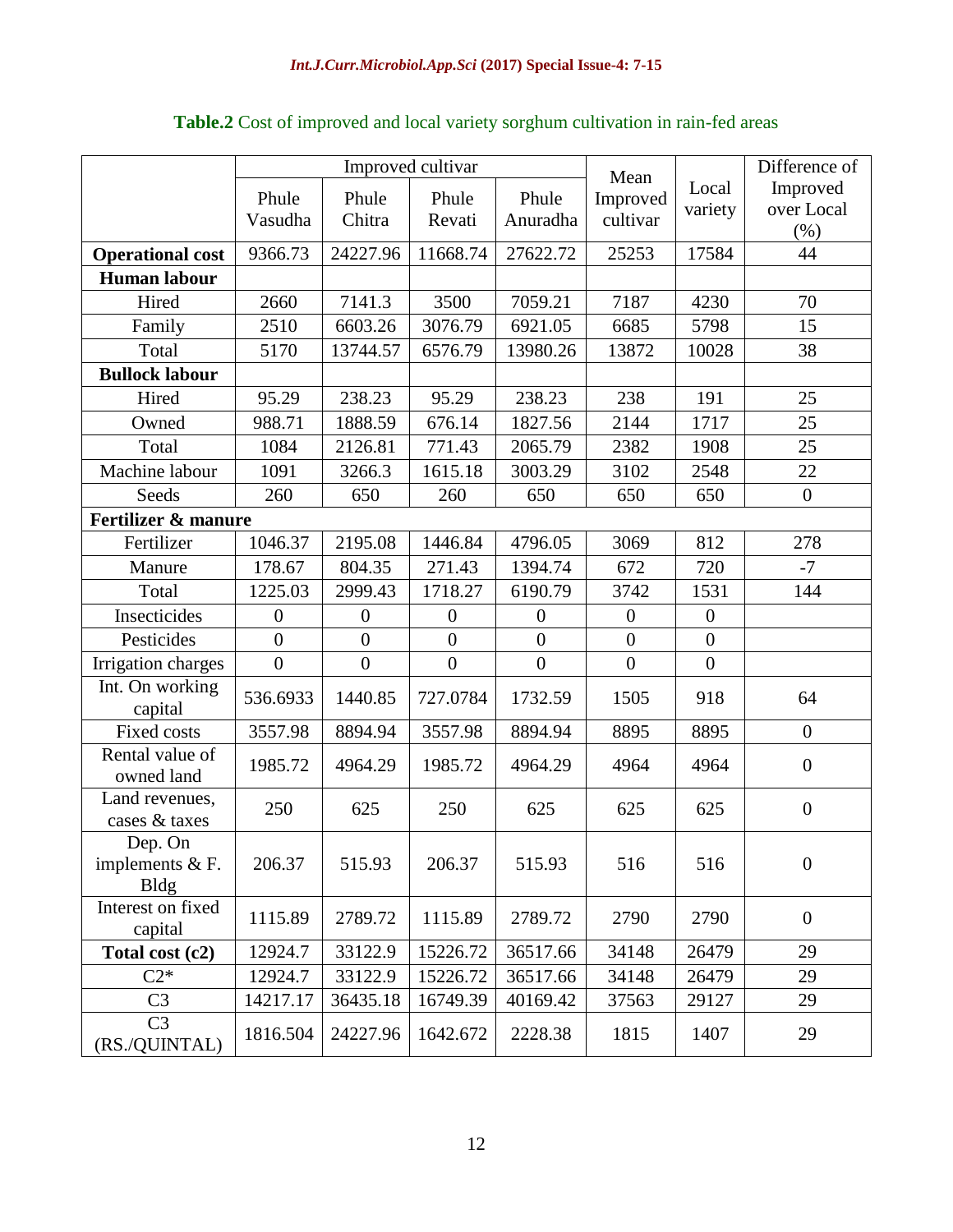**Table.2** Cost of improved and local variety sorghum cultivation in rain-fed areas

| | Improved cultivar | | | | Mean Improved cultivar | Local variety | Difference of Improved over Local (%) |
|---|---|---|---|---|---|---|---|
| | Phule Vasudha | Phule Chitra | Phule Revati | Phule Anuradha | | | |
| **Operational cost** | 9366.73 | 24227.96 | 11668.74 | 27622.72 | 25253 | 17584 | 44 |
| **Human labour** | | | | | | | |
| Hired | 2660 | 7141.3 | 3500 | 7059.21 | 7187 | 4230 | 70 |
| Family | 2510 | 6603.26 | 3076.79 | 6921.05 | 6685 | 5798 | 15 |
| Total | 5170 | 13744.57 | 6576.79 | 13980.26 | 13872 | 10028 | 38 |
| **Bullock labour** | | | | | | | |
| Hired | 95.29 | 238.23 | 95.29 | 238.23 | 238 | 191 | 25 |
| Owned | 988.71 | 1888.59 | 676.14 | 1827.56 | 2144 | 1717 | 25 |
| Total | 1084 | 2126.81 | 771.43 | 2065.79 | 2382 | 1908 | 25 |
| Machine labour | 1091 | 3266.3 | 1615.18 | 3003.29 | 3102 | 2548 | 22 |
| Seeds | 260 | 650 | 260 | 650 | 650 | 650 | 0 |
| **Fertilizer & manure** | | | | | | | |
| Fertilizer | 1046.37 | 2195.08 | 1446.84 | 4796.05 | 3069 | 812 | 278 |
| Manure | 178.67 | 804.35 | 271.43 | 1394.74 | 672 | 720 | -7 |
| Total | 1225.03 | 2999.43 | 1718.27 | 6190.79 | 3742 | 1531 | 144 |
| Insecticides | 0 | 0 | 0 | 0 | 0 | 0 | |
| Pesticides | 0 | 0 | 0 | 0 | 0 | 0 | |
| Irrigation charges | 0 | 0 | 0 | 0 | 0 | 0 | |
| Int. On working capital | 536.6933 | 1440.85 | 727.0784 | 1732.59 | 1505 | 918 | 64 |
| Fixed costs | 3557.98 | 8894.94 | 3557.98 | 8894.94 | 8895 | 8895 | 0 |
| Rental value of owned land | 1985.72 | 4964.29 | 1985.72 | 4964.29 | 4964 | 4964 | 0 |
| Land revenues, cases & taxes | 250 | 625 | 250 | 625 | 625 | 625 | 0 |
| Dep. On implements & F. Bldg | 206.37 | 515.93 | 206.37 | 515.93 | 516 | 516 | 0 |
| Interest on fixed capital | 1115.89 | 2789.72 | 1115.89 | 2789.72 | 2790 | 2790 | 0 |
| **Total cost (c2)** | 12924.7 | 33122.9 | 15226.72 | 36517.66 | 34148 | 26479 | 29 |
| C2* | 12924.7 | 33122.9 | 15226.72 | 36517.66 | 34148 | 26479 | 29 |
| C3 | 14217.17 | 36435.18 | 16749.39 | 40169.42 | 37563 | 29127 | 29 |
| C3 (RS./QUINTAL) | 1816.504 | 24227.96 | 1642.672 | 2228.38 | 1815 | 1407 | 29 |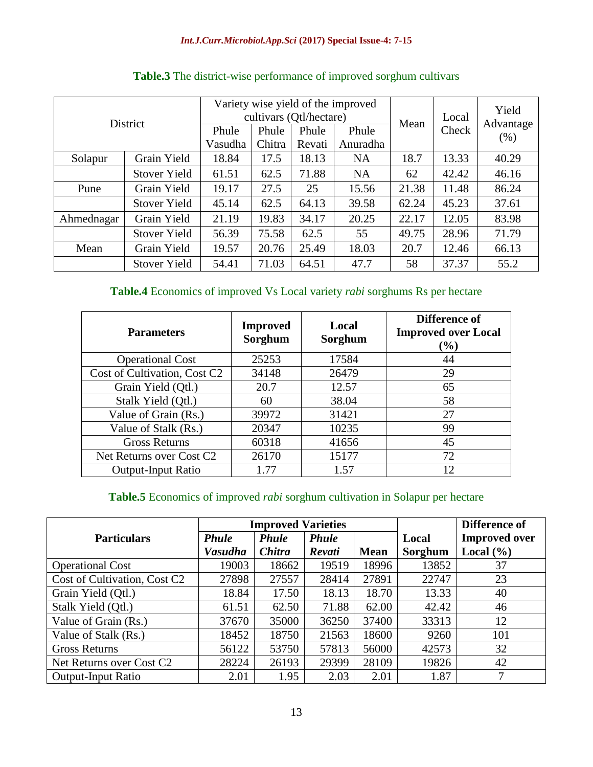**Table.3** The district-wise performance of improved sorghum cultivars

| District | | Variety wise yield of the improved cultivars (Qtl/hectare) | | | | Mean | Local Check | Yield Advantage (%) |
|---|---|---|---|---|---|---|---|---|
| | | Phule Vasudha | Phule Chitra | Phule Revati | Phule Anuradha | | | |
| Solapur | Grain Yield | 18.84 | 17.5 | 18.13 | NA | 18.7 | 13.33 | 40.29 |
| | Stover Yield | 61.51 | 62.5 | 71.88 | NA | 62 | 42.42 | 46.16 |
| Pune | Grain Yield | 19.17 | 27.5 | 25 | 15.56 | 21.38 | 11.48 | 86.24 |
| | Stover Yield | 45.14 | 62.5 | 64.13 | 39.58 | 62.24 | 45.23 | 37.61 |
| Ahmednagar | Grain Yield | 21.19 | 19.83 | 34.17 | 20.25 | 22.17 | 12.05 | 83.98 |
| | Stover Yield | 56.39 | 75.58 | 62.5 | 55 | 49.75 | 28.96 | 71.79 |
| Mean | Grain Yield | 19.57 | 20.76 | 25.49 | 18.03 | 20.7 | 12.46 | 66.13 |
| | Stover Yield | 54.41 | 71.03 | 64.51 | 47.7 | 58 | 37.37 | 55.2 |

**Table.4** Economics of improved Vs Local variety *rabi* sorghums Rs per hectare

| **Parameters** | **Improved Sorghum** | **Local Sorghum** | **Difference of Improved over Local (%)** |
|---|---|---|---|
| Operational Cost | 25253 | 17584 | 44 |
| Cost of Cultivation, Cost C2 | 34148 | 26479 | 29 |
| Grain Yield (Qtl.) | 20.7 | 12.57 | 65 |
| Stalk Yield (Qtl.) | 60 | 38.04 | 58 |
| Value of Grain (Rs.) | 39972 | 31421 | 27 |
| Value of Stalk (Rs.) | 20347 | 10235 | 99 |
| Gross Returns | 60318 | 41656 | 45 |
| Net Returns over Cost C2 | 26170 | 15177 | 72 |
| Output-Input Ratio | 1.77 | 1.57 | 12 |

**Table.5** Economics of improved *rabi* sorghum cultivation in Solapur per hectare

| **Particulars** | **Improved Varieties** | | | | **Local Sorghum** | **Difference of Improved over Local (%)** |
|---|---|---|---|---|---|---|
| | ***Phule Vasudha*** | ***Phule Chitra*** | ***Phule Revati*** | **Mean** | | |
| Operational Cost | 19003 | 18662 | 19519 | 18996 | 13852 | 37 |
| Cost of Cultivation, Cost C2 | 27898 | 27557 | 28414 | 27891 | 22747 | 23 |
| Grain Yield (Qtl.) | 18.84 | 17.50 | 18.13 | 18.70 | 13.33 | 40 |
| Stalk Yield (Qtl.) | 61.51 | 62.50 | 71.88 | 62.00 | 42.42 | 46 |
| Value of Grain (Rs.) | 37670 | 35000 | 36250 | 37400 | 33313 | 12 |
| Value of Stalk (Rs.) | 18452 | 18750 | 21563 | 18600 | 9260 | 101 |
| Gross Returns | 56122 | 53750 | 57813 | 56000 | 42573 | 32 |
| Net Returns over Cost C2 | 28224 | 26193 | 29399 | 28109 | 19826 | 42 |
| Output-Input Ratio | 2.01 | 1.95 | 2.03 | 2.01 | 1.87 | 7 |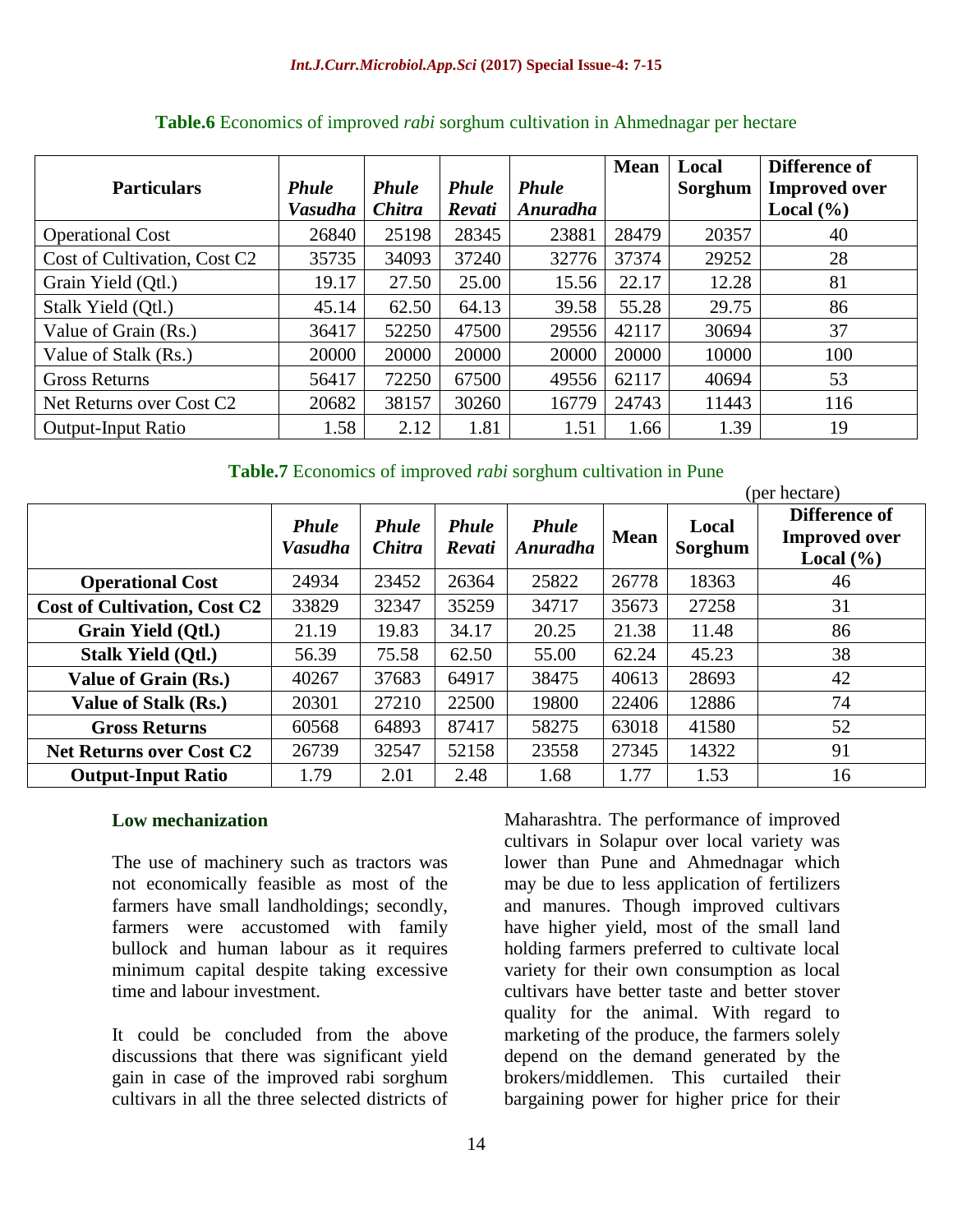**Table.6** Economics of improved *rabi* sorghum cultivation in Ahmednagar per hectare

| Particulars | *Phule Vasudha* | *Phule Chitra* | *Phule Revati* | *Phule Anuradha* | Mean | Local Sorghum | Difference of Improved over Local (%) |
|---|---|---|---|---|---|---|---|
| Operational Cost | 26840 | 25198 | 28345 | 23881 | 28479 | 20357 | 40 |
| Cost of Cultivation, Cost C2 | 35735 | 34093 | 37240 | 32776 | 37374 | 29252 | 28 |
| Grain Yield (Qtl.) | 19.17 | 27.50 | 25.00 | 15.56 | 22.17 | 12.28 | 81 |
| Stalk Yield (Qtl.) | 45.14 | 62.50 | 64.13 | 39.58 | 55.28 | 29.75 | 86 |
| Value of Grain (Rs.) | 36417 | 52250 | 47500 | 29556 | 42117 | 30694 | 37 |
| Value of Stalk (Rs.) | 20000 | 20000 | 20000 | 20000 | 20000 | 10000 | 100 |
| Gross Returns | 56417 | 72250 | 67500 | 49556 | 62117 | 40694 | 53 |
| Net Returns over Cost C2 | 20682 | 38157 | 30260 | 16779 | 24743 | 11443 | 116 |
| Output-Input Ratio | 1.58 | 2.12 | 1.81 | 1.51 | 1.66 | 1.39 | 19 |

**Table.7** Economics of improved *rabi* sorghum cultivation in Pune

(per hectare)

| | *Phule Vasudha* | *Phule Chitra* | *Phule Revati* | *Phule Anuradha* | Mean | Local Sorghum | Difference of Improved over Local (%) |
|---|---|---|---|---|---|---|---|
| **Operational Cost** | 24934 | 23452 | 26364 | 25822 | 26778 | 18363 | 46 |
| **Cost of Cultivation, Cost C2** | 33829 | 32347 | 35259 | 34717 | 35673 | 27258 | 31 |
| **Grain Yield (Qtl.)** | 21.19 | 19.83 | 34.17 | 20.25 | 21.38 | 11.48 | 86 |
| **Stalk Yield (Qtl.)** | 56.39 | 75.58 | 62.50 | 55.00 | 62.24 | 45.23 | 38 |
| **Value of Grain (Rs.)** | 40267 | 37683 | 64917 | 38475 | 40613 | 28693 | 42 |
| **Value of Stalk (Rs.)** | 20301 | 27210 | 22500 | 19800 | 22406 | 12886 | 74 |
| **Gross Returns** | 60568 | 64893 | 87417 | 58275 | 63018 | 41580 | 52 |
| **Net Returns over Cost C2** | 26739 | 32547 | 52158 | 23558 | 27345 | 14322 | 91 |
| **Output-Input Ratio** | 1.79 | 2.01 | 2.48 | 1.68 | 1.77 | 1.53 | 16 |

### Low mechanization

The use of machinery such as tractors was not economically feasible as most of the farmers have small landholdings; secondly, farmers were accustomed with family bullock and human labour as it requires minimum capital despite taking excessive time and labour investment.

It could be concluded from the above discussions that there was significant yield gain in case of the improved rabi sorghum cultivars in all the three selected districts of Maharashtra. The performance of improved cultivars in Solapur over local variety was lower than Pune and Ahmednagar which may be due to less application of fertilizers and manures. Though improved cultivars have higher yield, most of the small land holding farmers preferred to cultivate local variety for their own consumption as local cultivars have better taste and better stover quality for the animal. With regard to marketing of the produce, the farmers solely depend on the demand generated by the brokers/middlemen. This curtailed their bargaining power for higher price for their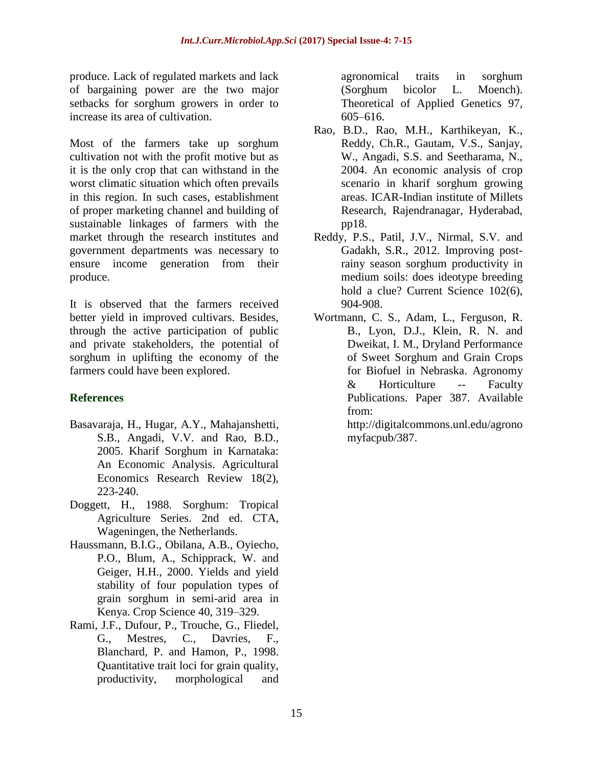produce. Lack of regulated markets and lack of bargaining power are the two major setbacks for sorghum growers in order to increase its area of cultivation.

Most of the farmers take up sorghum cultivation not with the profit motive but as it is the only crop that can withstand in the worst climatic situation which often prevails in this region. In such cases, establishment of proper marketing channel and building of sustainable linkages of farmers with the market through the research institutes and government departments was necessary to ensure income generation from their produce.

It is observed that the farmers received better yield in improved cultivars. Besides, through the active participation of public and private stakeholders, the potential of sorghum in uplifting the economy of the farmers could have been explored.

## References

Basavaraja, H., Hugar, A.Y., Mahajanshetti, S.B., Angadi, V.V. and Rao, B.D., 2005. Kharif Sorghum in Karnataka: An Economic Analysis. Agricultural Economics Research Review 18(2), 223-240.

Doggett, H., 1988. Sorghum: Tropical Agriculture Series. 2nd ed. CTA, Wageningen, the Netherlands.

Haussmann, B.I.G., Obilana, A.B., Oyiecho, P.O., Blum, A., Schipprack, W. and Geiger, H.H., 2000. Yields and yield stability of four population types of grain sorghum in semi-arid area in Kenya. Crop Science 40, 319–329.

Rami, J.F., Dufour, P., Trouche, G., Fliedel, G., Mestres, C., Davries, F., Blanchard, P. and Hamon, P., 1998. Quantitative trait loci for grain quality, productivity, morphological and agronomical traits in sorghum (Sorghum bicolor L. Moench). Theoretical of Applied Genetics 97, 605–616.

Rao, B.D., Rao, M.H., Karthikeyan, K., Reddy, Ch.R., Gautam, V.S., Sanjay, W., Angadi, S.S. and Seetharama, N., 2004. An economic analysis of crop scenario in kharif sorghum growing areas. ICAR-Indian institute of Millets Research, Rajendranagar, Hyderabad, pp18.

Reddy, P.S., Patil, J.V., Nirmal, S.V. and Gadakh, S.R., 2012. Improving post-rainy season sorghum productivity in medium soils: does ideotype breeding hold a clue? Current Science 102(6), 904-908.

Wortmann, C. S., Adam, L., Ferguson, R. B., Lyon, D.J., Klein, R. N. and Dweikat, I. M., Dryland Performance of Sweet Sorghum and Grain Crops for Biofuel in Nebraska. Agronomy & Horticulture -- Faculty Publications. Paper 387. Available from: http://digitalcommons.unl.edu/agronomyfacpub/387.